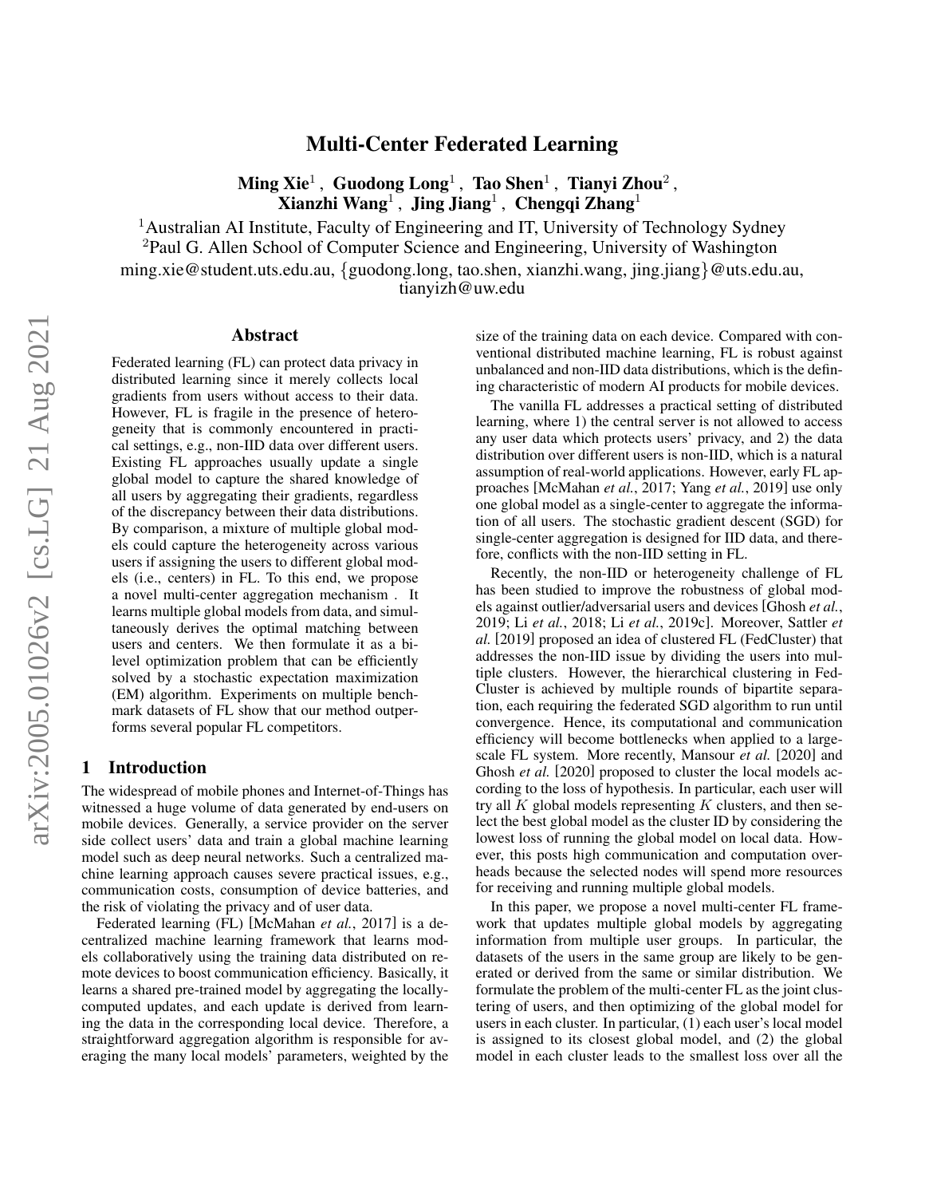# Multi-Center Federated Learning

**Ming Xie[1], Guodong Long[1], Tao Shen[1], Tianyi Zhou[2], Xianzhi Wang[1], Jing Jiang[1], Chengqi Zhang[1]**

[1]Australian AI Institute, Faculty of Engineering and IT, University of Technology Sydney
[2]Paul G. Allen School of Computer Science and Engineering, University of Washington
ming.xie@student.uts.edu.au, {guodong.long, tao.shen, xianzhi.wang, jing.jiang}@uts.edu.au, tianyizh@uw.edu

## Abstract

Federated learning (FL) can protect data privacy in distributed learning since it merely collects local gradients from users without access to their data. However, FL is fragile in the presence of heterogeneity that is commonly encountered in practical settings, e.g., non-IID data over different users. Existing FL approaches usually update a single global model to capture the shared knowledge of all users by aggregating their gradients, regardless of the discrepancy between their data distributions. By comparison, a mixture of multiple global models could capture the heterogeneity across various users if assigning the users to different global models (i.e., centers) in FL. To this end, we propose a novel multi-center aggregation mechanism . It learns multiple global models from data, and simultaneously derives the optimal matching between users and centers. We then formulate it as a bilevel optimization problem that can be efficiently solved by a stochastic expectation maximization (EM) algorithm. Experiments on multiple benchmark datasets of FL show that our method outperforms several popular FL competitors.

## 1 Introduction

The widespread of mobile phones and Internet-of-Things has witnessed a huge volume of data generated by end-users on mobile devices. Generally, a service provider on the server side collect users' data and train a global machine learning model such as deep neural networks. Such a centralized machine learning approach causes severe practical issues, e.g., communication costs, consumption of device batteries, and the risk of violating the privacy and of user data.

Federated learning (FL) [McMahan *et al.*, 2017] is a decentralized machine learning framework that learns models collaboratively using the training data distributed on remote devices to boost communication efficiency. Basically, it learns a shared pre-trained model by aggregating the locally-computed updates, and each update is derived from learning the data in the corresponding local device. Therefore, a straightforward aggregation algorithm is responsible for averaging the many local models' parameters, weighted by the size of the training data on each device. Compared with conventional distributed machine learning, FL is robust against unbalanced and non-IID data distributions, which is the defining characteristic of modern AI products for mobile devices.

The vanilla FL addresses a practical setting of distributed learning, where 1) the central server is not allowed to access any user data which protects users' privacy, and 2) the data distribution over different users is non-IID, which is a natural assumption of real-world applications. However, early FL approaches [McMahan *et al.*, 2017; Yang *et al.*, 2019] use only one global model as a single-center to aggregate the information of all users. The stochastic gradient descent (SGD) for single-center aggregation is designed for IID data, and therefore, conflicts with the non-IID setting in FL.

Recently, the non-IID or heterogeneity challenge of FL has been studied to improve the robustness of global models against outlier/adversarial users and devices [Ghosh *et al.*, 2019; Li *et al.*, 2018; Li *et al.*, 2019c]. Moreover, Sattler *et al.* [2019] proposed an idea of clustered FL (FedCluster) that addresses the non-IID issue by dividing the users into multiple clusters. However, the hierarchical clustering in FedCluster is achieved by multiple rounds of bipartite separation, each requiring the federated SGD algorithm to run until convergence. Hence, its computational and communication efficiency will become bottlenecks when applied to a large-scale FL system. More recently, Mansour *et al.* [2020] and Ghosh *et al.* [2020] proposed to cluster the local models according to the loss of hypothesis. In particular, each user will try all $K$ global models representing $K$ clusters, and then select the best global model as the cluster ID by considering the lowest loss of running the global model on local data. However, this posts high communication and computation overheads because the selected nodes will spend more resources for receiving and running multiple global models.

In this paper, we propose a novel multi-center FL framework that updates multiple global models by aggregating information from multiple user groups. In particular, the datasets of the users in the same group are likely to be generated or derived from the same or similar distribution. We formulate the problem of the multi-center FL as the joint clustering of users, and then optimizing of the global model for users in each cluster. In particular, (1) each user's local model is assigned to its closest global model, and (2) the global model in each cluster leads to the smallest loss over all the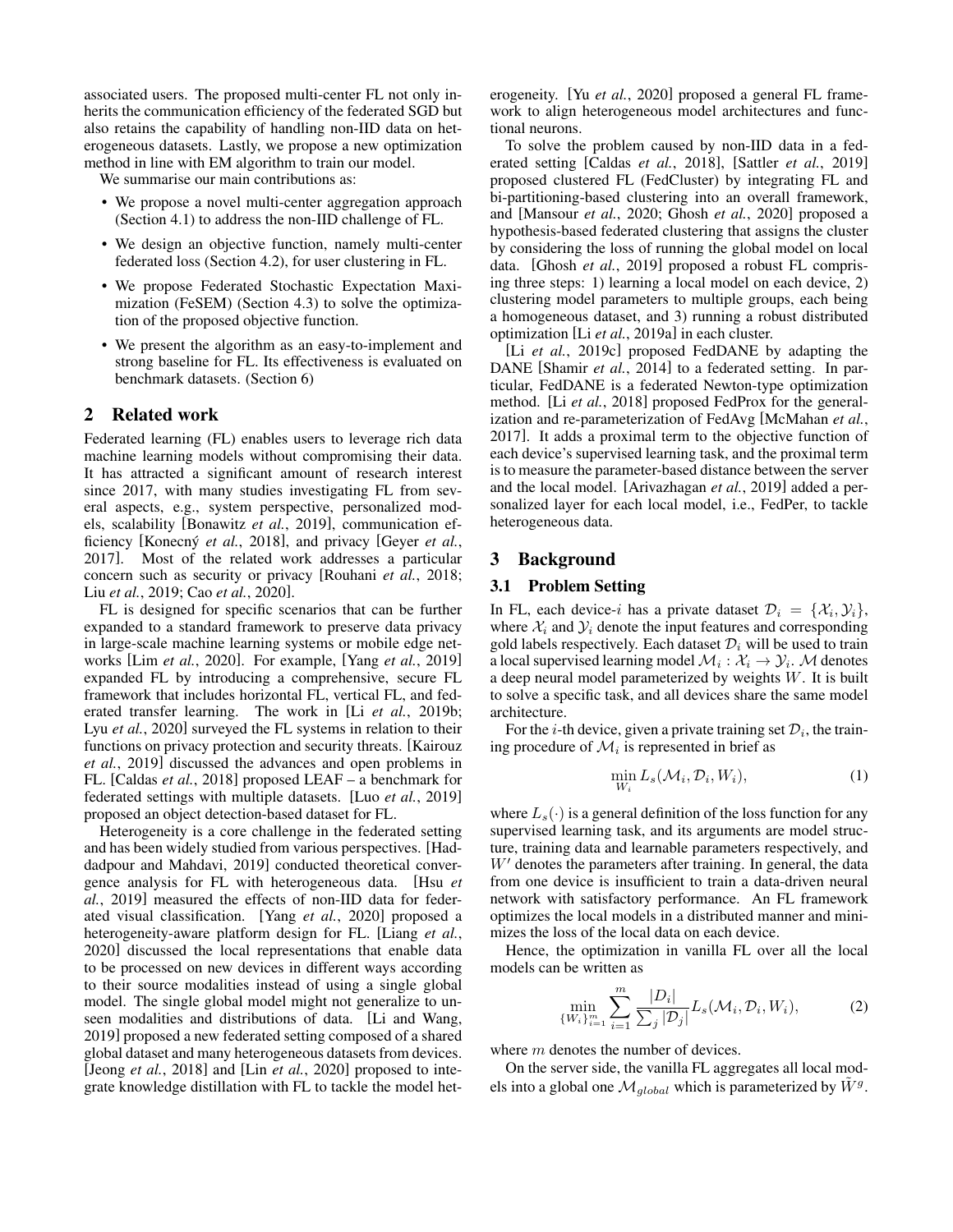associated users. The proposed multi-center FL not only inherits the communication efficiency of the federated SGD but also retains the capability of handling non-IID data on heterogeneous datasets. Lastly, we propose a new optimization method in line with EM algorithm to train our model.

We summarise our main contributions as:

- We propose a novel multi-center aggregation approach (Section 4.1) to address the non-IID challenge of FL.
- We design an objective function, namely multi-center federated loss (Section 4.2), for user clustering in FL.
- We propose Federated Stochastic Expectation Maximization (FeSEM) (Section 4.3) to solve the optimization of the proposed objective function.
- We present the algorithm as an easy-to-implement and strong baseline for FL. Its effectiveness is evaluated on benchmark datasets. (Section 6)

## 2 Related work

Federated learning (FL) enables users to leverage rich data machine learning models without compromising their data. It has attracted a significant amount of research interest since 2017, with many studies investigating FL from several aspects, e.g., system perspective, personalized models, scalability [Bonawitz *et al.*, 2019], communication efficiency [Konecný *et al.*, 2018], and privacy [Geyer *et al.*, 2017]. Most of the related work addresses a particular concern such as security or privacy [Rouhani *et al.*, 2018; Liu *et al.*, 2019; Cao *et al.*, 2020].

FL is designed for specific scenarios that can be further expanded to a standard framework to preserve data privacy in large-scale machine learning systems or mobile edge networks [Lim *et al.*, 2020]. For example, [Yang *et al.*, 2019] expanded FL by introducing a comprehensive, secure FL framework that includes horizontal FL, vertical FL, and federated transfer learning. The work in [Li *et al.*, 2019b; Lyu *et al.*, 2020] surveyed the FL systems in relation to their functions on privacy protection and security threats. [Kairouz *et al.*, 2019] discussed the advances and open problems in FL. [Caldas *et al.*, 2018] proposed LEAF – a benchmark for federated settings with multiple datasets. [Luo *et al.*, 2019] proposed an object detection-based dataset for FL.

Heterogeneity is a core challenge in the federated setting and has been widely studied from various perspectives. [Haddadpour and Mahdavi, 2019] conducted theoretical convergence analysis for FL with heterogeneous data. [Hsu *et al.*, 2019] measured the effects of non-IID data for federated visual classification. [Yang *et al.*, 2020] proposed a heterogeneity-aware platform design for FL. [Liang *et al.*, 2020] discussed the local representations that enable data to be processed on new devices in different ways according to their source modalities instead of using a single global model. The single global model might not generalize to unseen modalities and distributions of data. [Li and Wang, 2019] proposed a new federated setting composed of a shared global dataset and many heterogeneous datasets from devices. [Jeong *et al.*, 2018] and [Lin *et al.*, 2020] proposed to integrate knowledge distillation with FL to tackle the model heterogeneity. [Yu *et al.*, 2020] proposed a general FL framework to align heterogeneous model architectures and functional neurons.

To solve the problem caused by non-IID data in a federated setting [Caldas *et al.*, 2018], [Sattler *et al.*, 2019] proposed clustered FL (FedCluster) by integrating FL and bi-partitioning-based clustering into an overall framework, and [Mansour *et al.*, 2020; Ghosh *et al.*, 2020] proposed a hypothesis-based federated clustering that assigns the cluster by considering the loss of running the global model on local data. [Ghosh *et al.*, 2019] proposed a robust FL comprising three steps: 1) learning a local model on each device, 2) clustering model parameters to multiple groups, each being a homogeneous dataset, and 3) running a robust distributed optimization [Li *et al.*, 2019a] in each cluster.

[Li *et al.*, 2019c] proposed FedDANE by adapting the DANE [Shamir *et al.*, 2014] to a federated setting. In particular, FedDANE is a federated Newton-type optimization method. [Li *et al.*, 2018] proposed FedProx for the generalization and re-parameterization of FedAvg [McMahan *et al.*, 2017]. It adds a proximal term to the objective function of each device's supervised learning task, and the proximal term is to measure the parameter-based distance between the server and the local model. [Arivazhagan *et al.*, 2019] added a personalized layer for each local model, i.e., FedPer, to tackle heterogeneous data.

## 3 Background

### 3.1 Problem Setting

In FL, each device-$i$ has a private dataset $\mathcal{D}_i = \{\mathcal{X}_i, \mathcal{Y}_i\}$, where $\mathcal{X}_i$ and $\mathcal{Y}_i$ denote the input features and corresponding gold labels respectively. Each dataset $\mathcal{D}_i$ will be used to train a local supervised learning model $\mathcal{M}_i : \mathcal{X}_i \rightarrow \mathcal{Y}_i$. $\mathcal{M}$ denotes a deep neural model parameterized by weights $W$. It is built to solve a specific task, and all devices share the same model architecture.

For the $i$-th device, given a private training set $\mathcal{D}_i$, the training procedure of $\mathcal{M}_i$ is represented in brief as

$$\min_{W_i} L_s(\mathcal{M}_i, \mathcal{D}_i, W_i), \tag{1}$$

where $L_s(\cdot)$ is a general definition of the loss function for any supervised learning task, and its arguments are model structure, training data and learnable parameters respectively, and $W'$ denotes the parameters after training. In general, the data from one device is insufficient to train a data-driven neural network with satisfactory performance. An FL framework optimizes the local models in a distributed manner and minimizes the loss of the local data on each device.

Hence, the optimization in vanilla FL over all the local models can be written as

$$\min_{\{W_i\}_{i=1}^m} \sum_{i=1}^{m} \frac{|D_i|}{\sum_j |\mathcal{D}_j|} L_s(\mathcal{M}_i, \mathcal{D}_i, W_i), \tag{2}$$

where $m$ denotes the number of devices.

On the server side, the vanilla FL aggregates all local models into a global one $\mathcal{M}_{global}$ which is parameterized by $\tilde{W}^g$.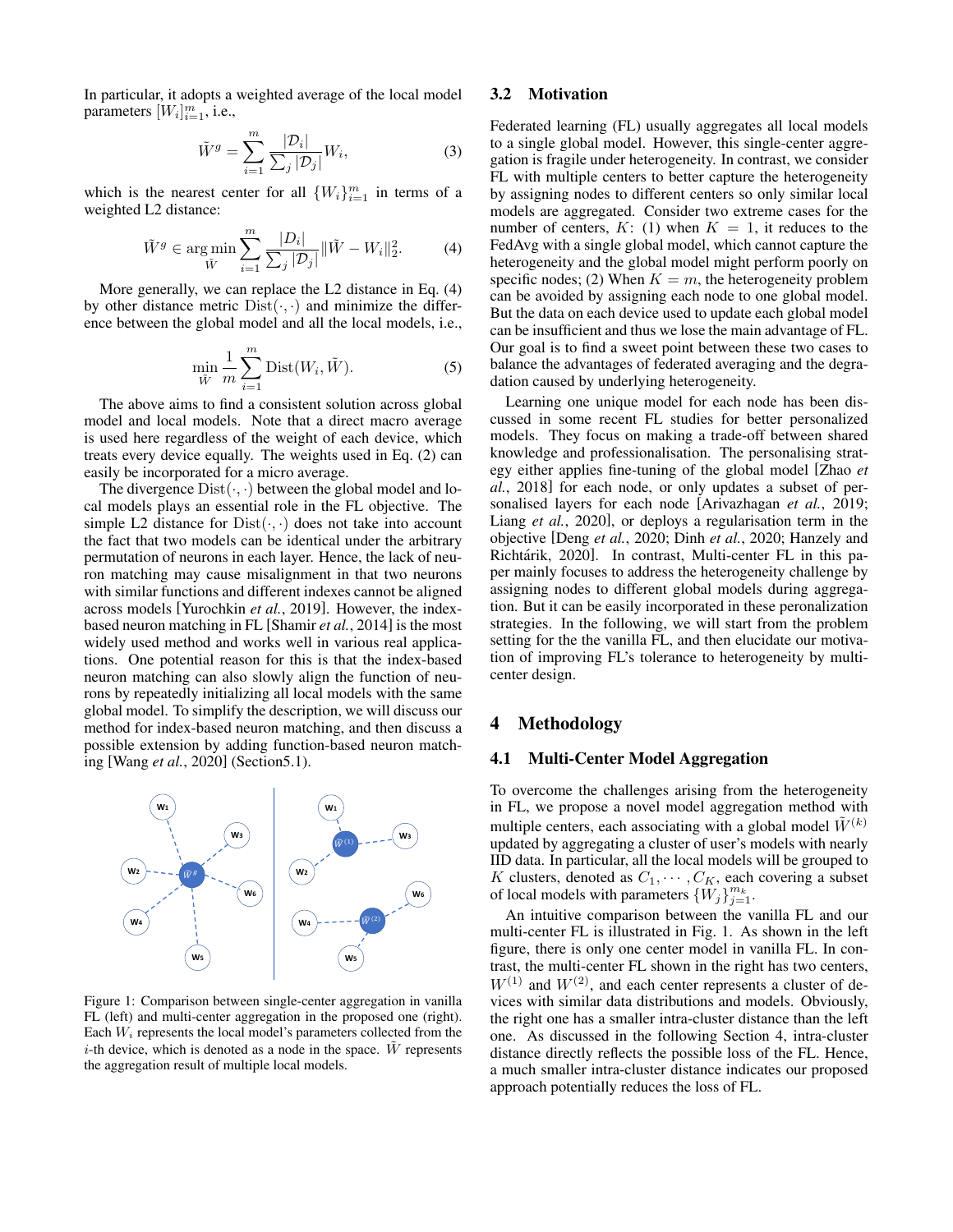In particular, it adopts a weighted average of the local model parameters $[W_i]_{i=1}^m$, i.e.,

$$\tilde{W}^g = \sum_{i=1}^{m} \frac{|\mathcal{D}_i|}{\sum_j |\mathcal{D}_j|} W_i, \tag{3}$$

which is the nearest center for all $\{W_i\}_{i=1}^m$ in terms of a weighted L2 distance:

$$\tilde{W}^g \in \arg\min_{\tilde{W}} \sum_{i=1}^{m} \frac{|D_i|}{\sum_j |\mathcal{D}_j|} \|\tilde{W} - W_i\|_2^2. \tag{4}$$

More generally, we can replace the L2 distance in Eq. (4) by other distance metric $\text{Dist}(\cdot, \cdot)$ and minimize the difference between the global model and all the local models, i.e.,

$$\min_{\tilde{W}} \frac{1}{m} \sum_{i=1}^{m} \text{Dist}(W_i, \tilde{W}). \tag{5}$$

The above aims to find a consistent solution across global model and local models. Note that a direct macro average is used here regardless of the weight of each device, which treats every device equally. The weights used in Eq. (2) can easily be incorporated for a micro average.

The divergence $\text{Dist}(\cdot, \cdot)$ between the global model and local models plays an essential role in the FL objective. The simple L2 distance for $\text{Dist}(\cdot, \cdot)$ does not take into account the fact that two models can be identical under the arbitrary permutation of neurons in each layer. Hence, the lack of neuron matching may cause misalignment in that two neurons with similar functions and different indexes cannot be aligned across models [Yurochkin *et al.*, 2019]. However, the index-based neuron matching in FL [Shamir *et al.*, 2014] is the most widely used method and works well in various real applications. One potential reason for this is that the index-based neuron matching can also slowly align the function of neurons by repeatedly initializing all local models with the same global model. To simplify the description, we will discuss our method for index-based neuron matching, and then discuss a possible extension by adding function-based neuron matching [Wang *et al.*, 2020] (Section5.1).

Figure 1: Comparison between single-center aggregation in vanilla FL (left) and multi-center aggregation in the proposed one (right). Each $W_i$ represents the local model's parameters collected from the $i$-th device, which is denoted as a node in the space. $\tilde{W}$ represents the aggregation result of multiple local models.

## 3.2 Motivation

Federated learning (FL) usually aggregates all local models to a single global model. However, this single-center aggregation is fragile under heterogeneity. In contrast, we consider FL with multiple centers to better capture the heterogeneity by assigning nodes to different centers so only similar local models are aggregated. Consider two extreme cases for the number of centers, $K$: (1) when $K = 1$, it reduces to the FedAvg with a single global model, which cannot capture the heterogeneity and the global model might perform poorly on specific nodes; (2) When $K = m$, the heterogeneity problem can be avoided by assigning each node to one global model. But the data on each device used to update each global model can be insufficient and thus we lose the main advantage of FL. Our goal is to find a sweet point between these two cases to balance the advantages of federated averaging and the degradation caused by underlying heterogeneity.

Learning one unique model for each node has been discussed in some recent FL studies for better personalized models. They focus on making a trade-off between shared knowledge and professionalisation. The personalising strategy either applies fine-tuning of the global model [Zhao *et al.*, 2018] for each node, or only updates a subset of personalised layers for each node [Arivazhagan *et al.*, 2019; Liang *et al.*, 2020], or deploys a regularisation term in the objective [Deng *et al.*, 2020; Dinh *et al.*, 2020; Hanzely and Richtárik, 2020]. In contrast, Multi-center FL in this paper mainly focuses to address the heterogeneity challenge by assigning nodes to different global models during aggregation. But it can be easily incorporated in these peronalization strategies. In the following, we will start from the problem setting for the the vanilla FL, and then elucidate our motivation of improving FL's tolerance to heterogeneity by multi-center design.

# 4 Methodology

## 4.1 Multi-Center Model Aggregation

To overcome the challenges arising from the heterogeneity in FL, we propose a novel model aggregation method with multiple centers, each associating with a global model $\tilde{W}^{(k)}$ updated by aggregating a cluster of user's models with nearly IID data. In particular, all the local models will be grouped to $K$ clusters, denoted as $C_1, \cdots, C_K$, each covering a subset of local models with parameters $\{W_j\}_{j=1}^{m_k}$.

An intuitive comparison between the vanilla FL and our multi-center FL is illustrated in Fig. 1. As shown in the left figure, there is only one center model in vanilla FL. In contrast, the multi-center FL shown in the right has two centers, $W^{(1)}$ and $W^{(2)}$, and each center represents a cluster of devices with similar data distributions and models. Obviously, the right one has a smaller intra-cluster distance than the left one. As discussed in the following Section 4, intra-cluster distance directly reflects the possible loss of the FL. Hence, a much smaller intra-cluster distance indicates our proposed approach potentially reduces the loss of FL.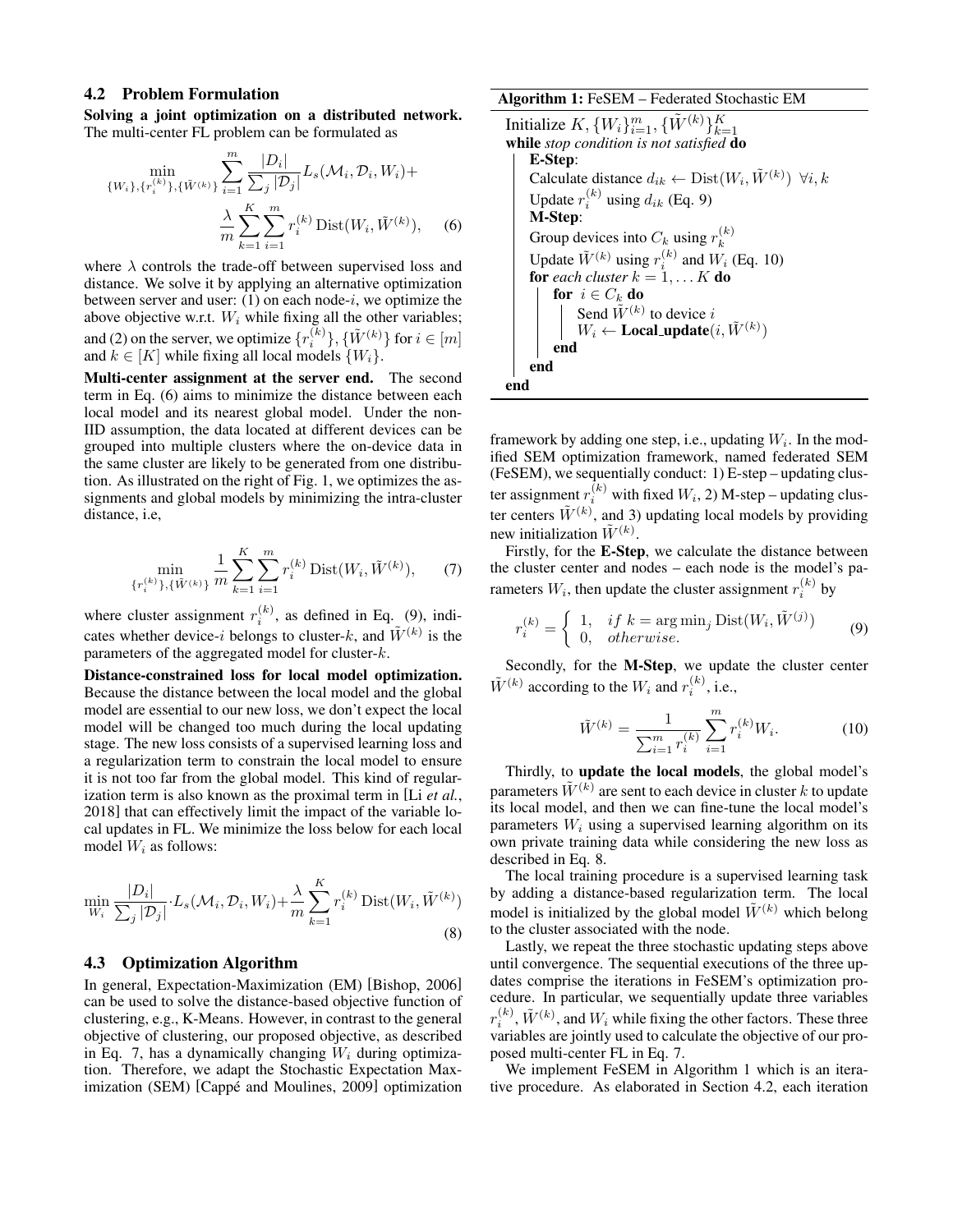### 4.2 Problem Formulation

**Solving a joint optimization on a distributed network.** The multi-center FL problem can be formulated as

$$\min_{\{W_i\},\{r_i^{(k)}\},\{\tilde{W}^{(k)}\}} \sum_{i=1}^{m} \frac{|D_i|}{\sum_j |\mathcal{D}_j|} L_s(\mathcal{M}_i, \mathcal{D}_i, W_i) + \frac{\lambda}{m} \sum_{k=1}^{K} \sum_{i=1}^{m} r_i^{(k)} \operatorname{Dist}(W_i, \tilde{W}^{(k)}), \quad (6)$$

where $\lambda$ controls the trade-off between supervised loss and distance. We solve it by applying an alternative optimization between server and user: (1) on each node-$i$, we optimize the above objective w.r.t. $W_i$ while fixing all the other variables; and (2) on the server, we optimize $\{r_i^{(k)}\}, \{\tilde{W}^{(k)}\}$ for $i \in [m]$ and $k \in [K]$ while fixing all local models $\{W_i\}$.

**Multi-center assignment at the server end.** The second term in Eq. (6) aims to minimize the distance between each local model and its nearest global model. Under the non-IID assumption, the data located at different devices can be grouped into multiple clusters where the on-device data in the same cluster are likely to be generated from one distribution. As illustrated on the right of Fig. 1, we optimizes the assignments and global models by minimizing the intra-cluster distance, i.e,

$$\min_{\{r_i^{(k)}\},\{\tilde{W}^{(k)}\}} \frac{1}{m} \sum_{k=1}^{K} \sum_{i=1}^{m} r_i^{(k)} \operatorname{Dist}(W_i, \tilde{W}^{(k)}), \quad (7)$$

where cluster assignment $r_i^{(k)}$, as defined in Eq. (9), indicates whether device-$i$ belongs to cluster-$k$, and $\tilde{W}^{(k)}$ is the parameters of the aggregated model for cluster-$k$.

**Distance-constrained loss for local model optimization.** Because the distance between the local model and the global model are essential to our new loss, we don't expect the local model will be changed too much during the local updating stage. The new loss consists of a supervised learning loss and a regularization term to constrain the local model to ensure it is not too far from the global model. This kind of regularization term is also known as the proximal term in [Li *et al.*, 2018] that can effectively limit the impact of the variable local updates in FL. We minimize the loss below for each local model $W_i$ as follows:

$$\min_{W_i} \frac{|D_i|}{\sum_j |\mathcal{D}_j|} \cdot L_s(\mathcal{M}_i, \mathcal{D}_i, W_i) + \frac{\lambda}{m} \sum_{k=1}^{K} r_i^{(k)} \operatorname{Dist}(W_i, \tilde{W}^{(k)}) \quad (8)$$

### 4.3 Optimization Algorithm

In general, Expectation-Maximization (EM) [Bishop, 2006] can be used to solve the distance-based objective function of clustering, e.g., K-Means. However, in contrast to the general objective of clustering, our proposed objective, as described in Eq. 7, has a dynamically changing $W_i$ during optimization. Therefore, we adapt the Stochastic Expectation Maximization (SEM) [Cappé and Moulines, 2009] optimization framework by adding one step, i.e., updating $W_i$. In the modified SEM optimization framework, named federated SEM (FeSEM), we sequentially conduct: 1) E-step – updating cluster assignment $r_i^{(k)}$ with fixed $W_i$, 2) M-step – updating cluster centers $\tilde{W}^{(k)}$, and 3) updating local models by providing new initialization $\tilde{W}^{(k)}$.

Firstly, for the **E-Step**, we calculate the distance between the cluster center and nodes – each node is the model's parameters $W_i$, then update the cluster assignment $r_i^{(k)}$ by

$$r_i^{(k)} = \begin{cases} 1, & if\ k = \arg\min_j \operatorname{Dist}(W_i, \tilde{W}^{(j)}) \\ 0, & otherwise. \end{cases} \quad (9)$$

Secondly, for the **M-Step**, we update the cluster center $\tilde{W}^{(k)}$ according to the $W_i$ and $r_i^{(k)}$, i.e.,

$$\tilde{W}^{(k)} = \frac{1}{\sum_{i=1}^{m} r_i^{(k)}} \sum_{i=1}^{m} r_i^{(k)} W_i. \quad (10)$$

Thirdly, to **update the local models**, the global model's parameters $\tilde{W}^{(k)}$ are sent to each device in cluster $k$ to update its local model, and then we can fine-tune the local model's parameters $W_i$ using a supervised learning algorithm on its own private training data while considering the new loss as described in Eq. 8.

The local training procedure is a supervised learning task by adding a distance-based regularization term. The local model is initialized by the global model $\tilde{W}^{(k)}$ which belong to the cluster associated with the node.

Lastly, we repeat the three stochastic updating steps above until convergence. The sequential executions of the three updates comprise the iterations in FeSEM's optimization procedure. In particular, we sequentially update three variables $r_i^{(k)}$, $\tilde{W}^{(k)}$, and $W_i$ while fixing the other factors. These three variables are jointly used to calculate the objective of our proposed multi-center FL in Eq. 7.

We implement FeSEM in Algorithm 1 which is an iterative procedure. As elaborated in Section 4.2, each iteration

---

**Algorithm 1:** FeSEM – Federated Stochastic EM

```
Initialize K, {W_i}_{i=1}^m, {W̃^(k)}_{k=1}^K
while stop condition is not satisfied do
    E-Step:
    Calculate distance d_ik ← Dist(W_i, W̃^(k))  ∀i, k
    Update r_i^(k) using d_ik (Eq. 9)
    M-Step:
    Group devices into C_k using r_k^(k)
    Update W̃^(k) using r_i^(k) and W_i (Eq. 10)
    for each cluster k = 1, ... K do
        for i ∈ C_k do
            Send W̃^(k) to device i
            W_i ← Local_update(i, W̃^(k))
        end
    end
end
```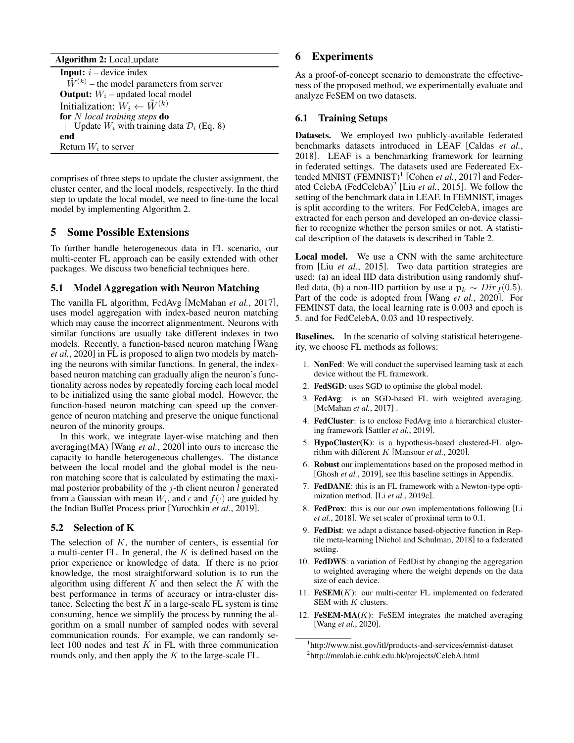**Algorithm 2:** Local_update

**Input:** $i$ – device index
$\tilde{W}^{(k)}$ – the model parameters from server
**Output:** $W_i$ – updated local model
Initialization: $W_i \leftarrow \tilde{W}^{(k)}$
**for** $N$ *local training steps* **do**
| Update $W_i$ with training data $\mathcal{D}_i$ (Eq. 8)
**end**
Return $W_i$ to server

comprises of three steps to update the cluster assignment, the cluster center, and the local models, respectively. In the third step to update the local model, we need to fine-tune the local model by implementing Algorithm 2.

# 5 Some Possible Extensions

To further handle heterogeneous data in FL scenario, our multi-center FL approach can be easily extended with other packages. We discuss two beneficial techniques here.

## 5.1 Model Aggregation with Neuron Matching

The vanilla FL algorithm, FedAvg [McMahan *et al.*, 2017], uses model aggregation with index-based neuron matching which may cause the incorrect alignmentment. Neurons with similar functions are usualy take different indexes in two models. Recently, a function-based neuron matching [Wang *et al.*, 2020] in FL is proposed to align two models by matching the neurons with similar functions. In general, the index-based neuron matching can gradually align the neuron's functionality across nodes by repeatedly forcing each local model to be initialized using the same global model. However, the function-based neuron matching can speed up the convergence of neuron matching and preserve the unique functional neuron of the minority groups.

In this work, we integrate layer-wise matching and then averaging(MA) [Wang *et al.*, 2020] into ours to increase the capacity to handle heterogeneous challenges. The distance between the local model and the global model is the neuron matching score that is calculated by estimating the maximal posterior probability of the $j$-th client neuron $l$ generated from a Gaussian with mean $W_i$, and $\epsilon$ and $f(\cdot)$ are guided by the Indian Buffet Process prior [Yurochkin *et al.*, 2019].

## 5.2 Selection of K

The selection of $K$, the number of centers, is essential for a multi-center FL. In general, the $K$ is defined based on the prior experience or knowledge of data. If there is no prior knowledge, the most straightforward solution is to run the algorithm using different $K$ and then select the $K$ with the best performance in terms of accuracy or intra-cluster distance. Selecting the best $K$ in a large-scale FL system is time consuming, hence we simplify the process by running the algorithm on a small number of sampled nodes with several communication rounds. For example, we can randomly select 100 nodes and test $K$ in FL with three communication rounds only, and then apply the $K$ to the large-scale FL.

# 6 Experiments

As a proof-of-concept scenario to demonstrate the effectiveness of the proposed method, we experimentally evaluate and analyze FeSEM on two datasets.

## 6.1 Training Setups

**Datasets.** We employed two publicly-available federated benchmarks datasets introduced in LEAF [Caldas *et al.*, 2018]. LEAF is a benchmarking framework for learning in federated settings. The datasets used are Federeated Extended MNIST (FEMNIST)[1] [Cohen *et al.*, 2017] and Federated CelebA (FedCelebA)[2] [Liu *et al.*, 2015]. We follow the setting of the benchmark data in LEAF. In FEMNIST, images is split according to the writers. For FedCelebA, images are extracted for each person and developed an on-device classifier to recognize whether the person smiles or not. A statistical description of the datasets is described in Table 2.

**Local model.** We use a CNN with the same architecture from [Liu *et al.*, 2015]. Two data partition strategies are used: (a) an ideal IID data distribution using randomly shuffled data, (b) a non-IID partition by use a $\mathbf{p}_k \sim Dir_J(0.5)$. Part of the code is adopted from [Wang *et al.*, 2020]. For FEMINST data, the local learning rate is 0.003 and epoch is 5. and for FedCelebA, 0.03 and 10 respectively.

**Baselines.** In the scenario of solving statistical heterogeneity, we choose FL methods as follows:

1. **NonFed**: We will conduct the supervised learning task at each device without the FL framework.
2. **FedSGD**: uses SGD to optimise the global model.
3. **FedAvg**: is an SGD-based FL with weighted averaging. [McMahan *et al.*, 2017] .
4. **FedCluster**: is to enclose FedAvg into a hierarchical clustering framework [Sattler *et al.*, 2019].
5. **HypoCluster(K)**: is a hypothesis-based clustered-FL algorithm with different $K$ [Mansour *et al.*, 2020].
6. **Robust** our implementations based on the proposed method in [Ghosh *et al.*, 2019], see this baseline settings in Appendix.
7. **FedDANE**: this is an FL framework with a Newton-type optimization method. [Li *et al.*, 2019c].
8. **FedProx**: this is our our own implementations following [Li *et al.*, 2018]. We set scaler of proximal term to 0.1.
9. **FedDist**: we adapt a distance based-objective function in Reptile meta-learning [Nichol and Schulman, 2018] to a federated setting.
10. **FedDWS**: a variation of FedDist by changing the aggregation to weighted averaging where the weight depends on the data size of each device.
11. **FeSEM($K$)**: our multi-center FL implemented on federated SEM with $K$ clusters.
12. **FeSEM-MA($K$)**: FeSEM integrates the matched averaging [Wang *et al.*, 2020].

[1] http://www.nist.gov/itl/products-and-services/emnist-dataset
[2] http://mmlab.ie.cuhk.edu.hk/projects/CelebA.html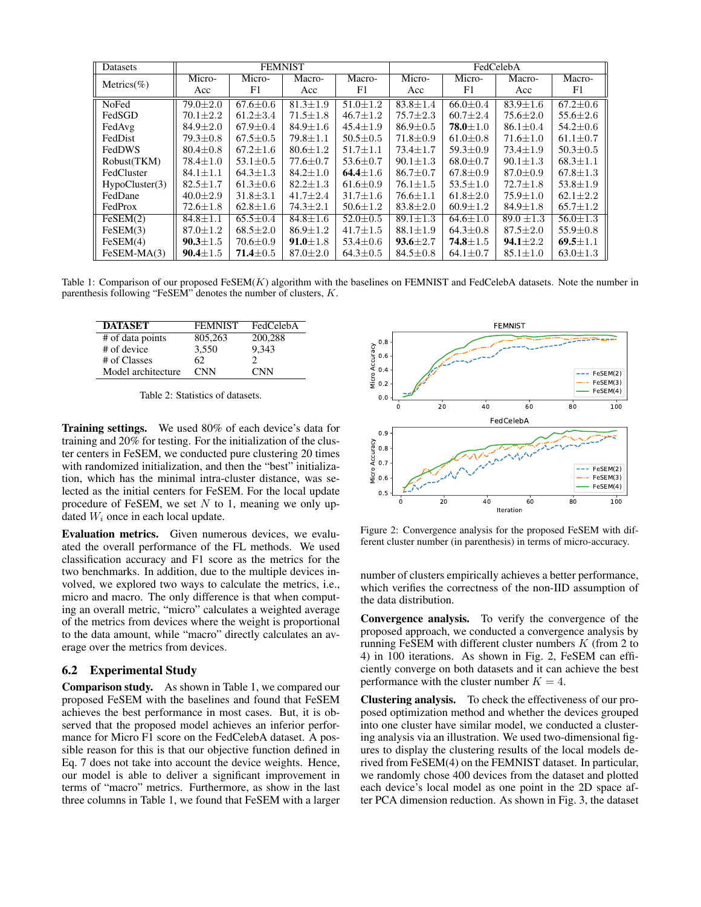| Datasets | FEMNIST | | | | FedCelebA | | | |
|---|---|---|---|---|---|---|---|---|
| Metrics(%) | Micro-Acc | Micro-F1 | Macro-Acc | Macro-F1 | Micro-Acc | Micro-F1 | Macro-Acc | Macro-F1 |
| NoFed | 79.0±2.0 | 67.6±0.6 | 81.3±1.9 | 51.0±1.2 | 83.8±1.4 | 66.0±0.4 | 83.9±1.6 | 67.2±0.6 |
| FedSGD | 70.1±2.2 | 61.2±3.4 | 71.5±1.8 | 46.7±1.2 | 75.7±2.3 | 60.7±2.4 | 75.6±2.0 | 55.6±2.6 |
| FedAvg | 84.9±2.0 | 67.9±0.4 | 84.9±1.6 | 45.4±1.9 | 86.9±0.5 | **78.0**±1.0 | 86.1±0.4 | 54.2±0.6 |
| FedDist | 79.3±0.8 | 67.5±0.5 | 79.8±1.1 | 50.5±0.5 | 71.8±0.9 | 61.0±0.8 | 71.6±1.0 | 61.1±0.7 |
| FedDWS | 80.4±0.8 | 67.2±1.6 | 80.6±1.2 | 51.7±1.1 | 73.4±1.7 | 59.3±0.9 | 73.4±1.9 | 50.3±0.5 |
| Robust(TKM) | 78.4±1.0 | 53.1±0.5 | 77.6±0.7 | 53.6±0.7 | 90.1±1.3 | 68.0±0.7 | 90.1±1.3 | 68.3±1.1 |
| FedCluster | 84.1±1.1 | 64.3±1.3 | 84.2±1.0 | **64.4**±1.6 | 86.7±0.7 | 67.8±0.9 | 87.0±0.9 | 67.8±1.3 |
| HypoCluster(3) | 82.5±1.7 | 61.3±0.6 | 82.2±1.3 | 61.6±0.9 | 76.1±1.5 | 53.5±1.0 | 72.7±1.8 | 53.8±1.9 |
| FedDane | 40.0±2.9 | 31.8±3.1 | 41.7±2.4 | 31.7±1.6 | 76.6±1.1 | 61.8±2.0 | 75.9±1.0 | 62.1±2.2 |
| FedProx | 72.6±1.8 | 62.8±1.6 | 74.3±2.1 | 50.6±1.2 | 83.8±2.0 | 60.9±1.2 | 84.9±1.8 | 65.7±1.2 |
| FeSEM(2) | 84.8±1.1 | 65.5±0.4 | 84.8±1.6 | 52.0±0.5 | 89.1±1.3 | 64.6±1.0 | 89.0 ±1.3 | 56.0±1.3 |
| FeSEM(3) | 87.0±1.2 | 68.5±2.0 | 86.9±1.2 | 41.7±1.5 | 88.1±1.9 | 64.3±0.8 | 87.5±2.0 | 55.9±0.8 |
| FeSEM(4) | **90.3**±1.5 | 70.6±0.9 | **91.0**±1.8 | 53.4±0.6 | **93.6**±2.7 | **74.8**±1.5 | **94.1**±2.2 | **69.5**±1.1 |
| FeSEM-MA(3) | **90.4**±1.5 | **71.4**±0.5 | 87.0±2.0 | 64.3±0.5 | 84.5±0.8 | 64.1±0.7 | 85.1±1.0 | 63.0±1.3 |

Table 1: Comparison of our proposed FeSEM($K$) algorithm with the baselines on FEMNIST and FedCelebA datasets. Note the number in parenthesis following "FeSEM" denotes the number of clusters, $K$.

| DATASET | FEMNIST | FedCelebA |
|---|---|---|
| # of data points | 805,263 | 200,288 |
| # of device | 3,550 | 9,343 |
| # of Classes | 62 | 2 |
| Model architecture | CNN | CNN |

Table 2: Statistics of datasets.

**Training settings.** We used 80% of each device's data for training and 20% for testing. For the initialization of the cluster centers in FeSEM, we conducted pure clustering 20 times with randomized initialization, and then the "best" initialization, which has the minimal intra-cluster distance, was selected as the initial centers for FeSEM. For the local update procedure of FeSEM, we set $N$ to 1, meaning we only updated $W_i$ once in each local update.

**Evaluation metrics.** Given numerous devices, we evaluated the overall performance of the FL methods. We used classification accuracy and F1 score as the metrics for the two benchmarks. In addition, due to the multiple devices involved, we explored two ways to calculate the metrics, i.e., micro and macro. The only difference is that when computing an overall metric, "micro" calculates a weighted average of the metrics from devices where the weight is proportional to the data amount, while "macro" directly calculates an average over the metrics from devices.

## 6.2 Experimental Study

**Comparison study.** As shown in Table 1, we compared our proposed FeSEM with the baselines and found that FeSEM achieves the best performance in most cases. But, it is observed that the proposed model achieves an inferior performance for Micro F1 score on the FedCelebA dataset. A possible reason for this is that our objective function defined in Eq. 7 does not take into account the device weights. Hence, our model is able to deliver a significant improvement in terms of "macro" metrics. Furthermore, as show in the last three columns in Table 1, we found that FeSEM with a larger number of clusters empirically achieves a better performance, which verifies the correctness of the non-IID assumption of the data distribution.

Figure 2: Convergence analysis for the proposed FeSEM with different cluster number (in parenthesis) in terms of micro-accuracy.

**Convergence analysis.** To verify the convergence of the proposed approach, we conducted a convergence analysis by running FeSEM with different cluster numbers $K$ (from 2 to 4) in 100 iterations. As shown in Fig. 2, FeSEM can efficiently converge on both datasets and it can achieve the best performance with the cluster number $K = 4$.

**Clustering analysis.** To check the effectiveness of our proposed optimization method and whether the devices grouped into one cluster have similar model, we conducted a clustering analysis via an illustration. We used two-dimensional figures to display the clustering results of the local models derived from FeSEM(4) on the FEMNIST dataset. In particular, we randomly chose 400 devices from the dataset and plotted each device's local model as one point in the 2D space after PCA dimension reduction. As shown in Fig. 3, the dataset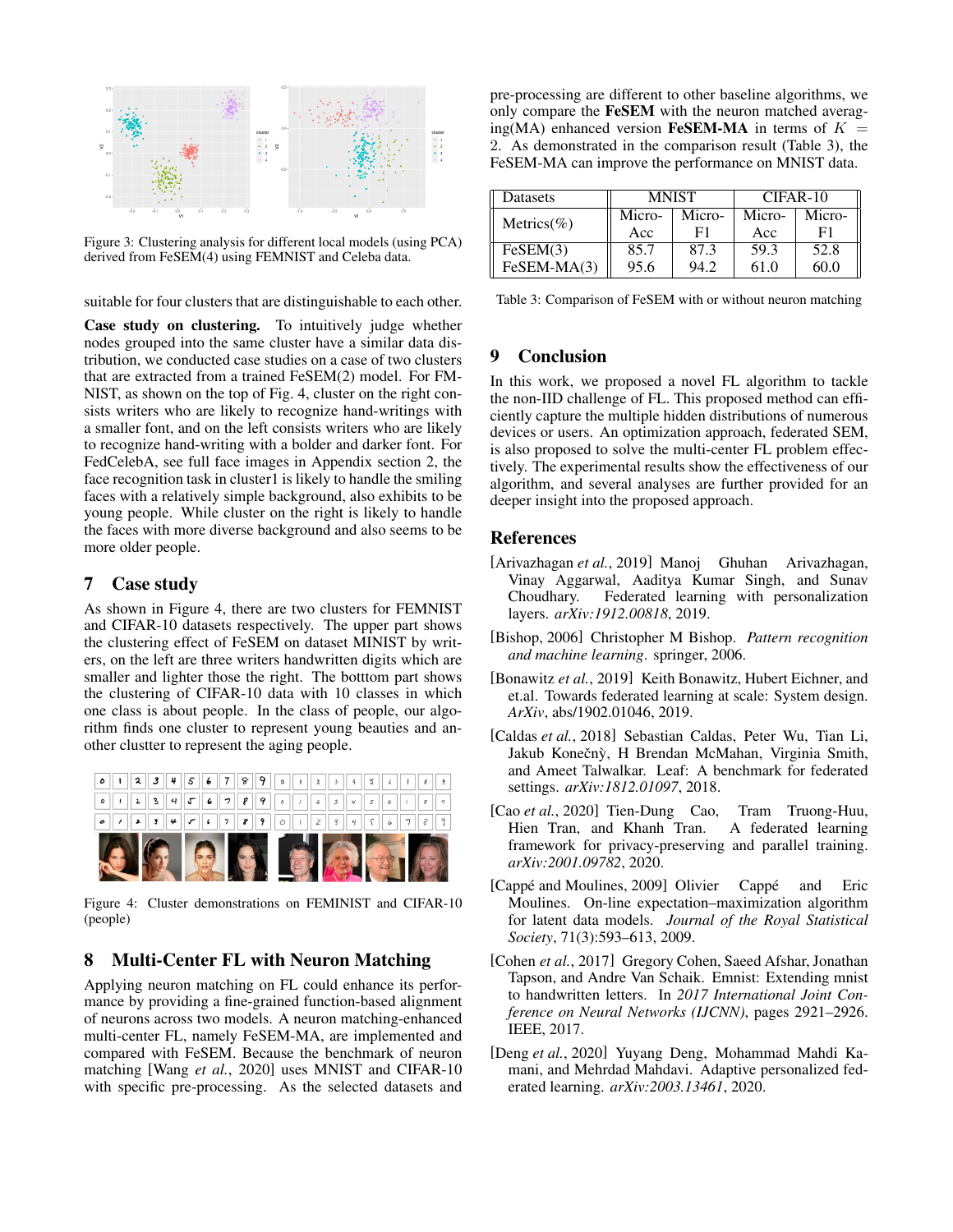Figure 3: Clustering analysis for different local models (using PCA) derived from FeSEM(4) using FEMNIST and Celeba data.

suitable for four clusters that are distinguishable to each other.

**Case study on clustering.** To intuitively judge whether nodes grouped into the same cluster have a similar data distribution, we conducted case studies on a case of two clusters that are extracted from a trained FeSEM(2) model. For FMNIST, as shown on the top of Fig. 4, cluster on the right consists writers who are likely to recognize hand-writings with a smaller font, and on the left consists writers who are likely to recognize hand-writing with a bolder and darker font. For FedCelebA, see full face images in Appendix section 2, the face recognition task in cluster1 is likely to handle the smiling faces with a relatively simple background, also exhibits to be young people. While cluster on the right is likely to handle the faces with more diverse background and also seems to be more older people.

## 7 Case study

As shown in Figure 4, there are two clusters for FEMNIST and CIFAR-10 datasets respectively. The upper part shows the clustering effect of FeSEM on dataset MINIST by writers, on the left are three writers handwritten digits which are smaller and lighter those the right. The botttom part shows the clustering of CIFAR-10 data with 10 classes in which one class is about people. In the class of people, our algorithm finds one cluster to represent young beauties and another clustter to represent the aging people.

Figure 4: Cluster demonstrations on FEMINIST and CIFAR-10 (people)

## 8 Multi-Center FL with Neuron Matching

Applying neuron matching on FL could enhance its performance by providing a fine-grained function-based alignment of neurons across two models. A neuron matching-enhanced multi-center FL, namely FeSEM-MA, are implemented and compared with FeSEM. Because the benchmark of neuron matching [Wang *et al.*, 2020] uses MNIST and CIFAR-10 with specific pre-processing. As the selected datasets and pre-processing are different to other baseline algorithms, we only compare the **FeSEM** with the neuron matched averaging(MA) enhanced version **FeSEM-MA** in terms of $K = 2$. As demonstrated in the comparison result (Table 3), the FeSEM-MA can improve the performance on MNIST data.

| Datasets | MNIST | | CIFAR-10 | |
|---|---|---|---|---|
| Metrics(%) | Micro-Acc | Micro-F1 | Micro-Acc | Micro-F1 |
| FeSEM(3) | 85.7 | 87.3 | 59.3 | 52.8 |
| FeSEM-MA(3) | 95.6 | 94.2 | 61.0 | 60.0 |

Table 3: Comparison of FeSEM with or without neuron matching

## 9 Conclusion

In this work, we proposed a novel FL algorithm to tackle the non-IID challenge of FL. This proposed method can efficiently capture the multiple hidden distributions of numerous devices or users. An optimization approach, federated SEM, is also proposed to solve the multi-center FL problem effectively. The experimental results show the effectiveness of our algorithm, and several analyses are further provided for an deeper insight into the proposed approach.

## References

[Arivazhagan *et al.*, 2019] Manoj Ghuhan Arivazhagan, Vinay Aggarwal, Aaditya Kumar Singh, and Sunav Choudhary. Federated learning with personalization layers. *arXiv:1912.00818*, 2019.

[Bishop, 2006] Christopher M Bishop. *Pattern recognition and machine learning*. springer, 2006.

[Bonawitz *et al.*, 2019] Keith Bonawitz, Hubert Eichner, and et.al. Towards federated learning at scale: System design. *ArXiv*, abs/1902.01046, 2019.

[Caldas *et al.*, 2018] Sebastian Caldas, Peter Wu, Tian Li, Jakub Konečnỳ, H Brendan McMahan, Virginia Smith, and Ameet Talwalkar. Leaf: A benchmark for federated settings. *arXiv:1812.01097*, 2018.

[Cao *et al.*, 2020] Tien-Dung Cao, Tram Truong-Huu, Hien Tran, and Khanh Tran. A federated learning framework for privacy-preserving and parallel training. *arXiv:2001.09782*, 2020.

[Cappé and Moulines, 2009] Olivier Cappé and Eric Moulines. On-line expectation–maximization algorithm for latent data models. *Journal of the Royal Statistical Society*, 71(3):593–613, 2009.

[Cohen *et al.*, 2017] Gregory Cohen, Saeed Afshar, Jonathan Tapson, and Andre Van Schaik. Emnist: Extending mnist to handwritten letters. In *2017 International Joint Conference on Neural Networks (IJCNN)*, pages 2921–2926. IEEE, 2017.

[Deng *et al.*, 2020] Yuyang Deng, Mohammad Mahdi Kamani, and Mehrdad Mahdavi. Adaptive personalized federated learning. *arXiv:2003.13461*, 2020.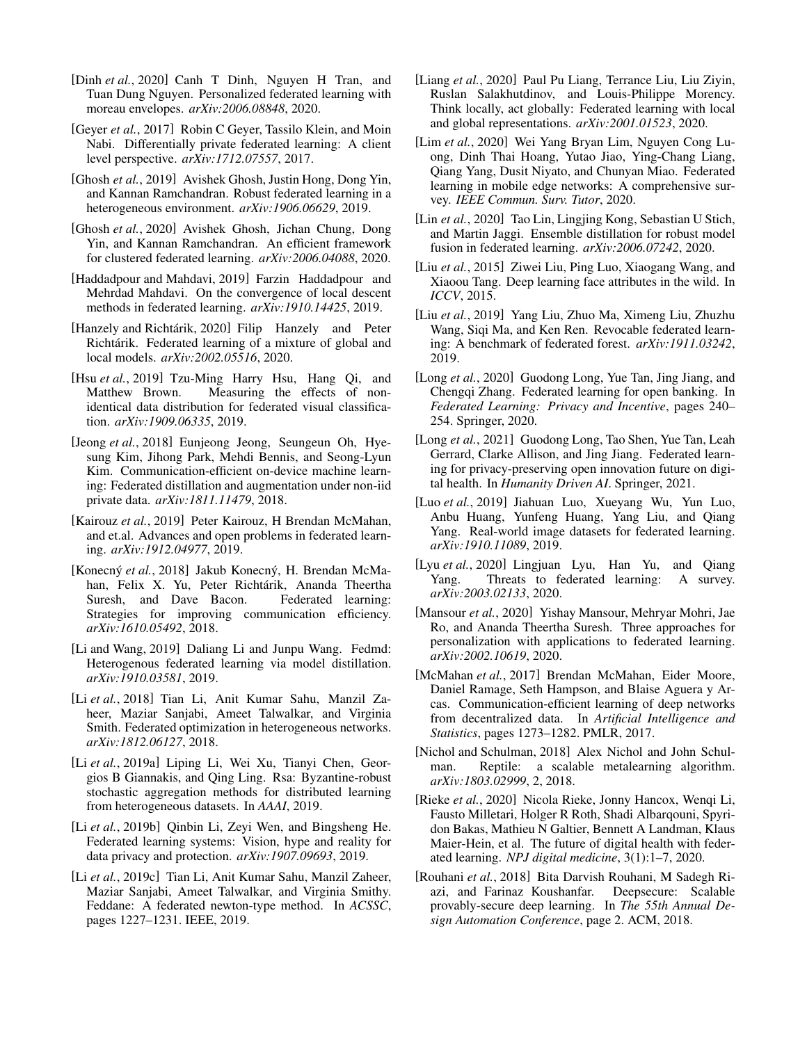[Dinh *et al.*, 2020] Canh T Dinh, Nguyen H Tran, and Tuan Dung Nguyen. Personalized federated learning with moreau envelopes. *arXiv:2006.08848*, 2020.

[Geyer *et al.*, 2017] Robin C Geyer, Tassilo Klein, and Moin Nabi. Differentially private federated learning: A client level perspective. *arXiv:1712.07557*, 2017.

[Ghosh *et al.*, 2019] Avishek Ghosh, Justin Hong, Dong Yin, and Kannan Ramchandran. Robust federated learning in a heterogeneous environment. *arXiv:1906.06629*, 2019.

[Ghosh *et al.*, 2020] Avishek Ghosh, Jichan Chung, Dong Yin, and Kannan Ramchandran. An efficient framework for clustered federated learning. *arXiv:2006.04088*, 2020.

[Haddadpour and Mahdavi, 2019] Farzin Haddadpour and Mehrdad Mahdavi. On the convergence of local descent methods in federated learning. *arXiv:1910.14425*, 2019.

[Hanzely and Richtárik, 2020] Filip Hanzely and Peter Richtárik. Federated learning of a mixture of global and local models. *arXiv:2002.05516*, 2020.

[Hsu *et al.*, 2019] Tzu-Ming Harry Hsu, Hang Qi, and Matthew Brown. Measuring the effects of non-identical data distribution for federated visual classification. *arXiv:1909.06335*, 2019.

[Jeong *et al.*, 2018] Eunjeong Jeong, Seungeun Oh, Hyesung Kim, Jihong Park, Mehdi Bennis, and Seong-Lyun Kim. Communication-efficient on-device machine learning: Federated distillation and augmentation under non-iid private data. *arXiv:1811.11479*, 2018.

[Kairouz *et al.*, 2019] Peter Kairouz, H Brendan McMahan, and et.al. Advances and open problems in federated learning. *arXiv:1912.04977*, 2019.

[Konecný *et al.*, 2018] Jakub Konecný, H. Brendan McMahan, Felix X. Yu, Peter Richtárik, Ananda Theertha Suresh, and Dave Bacon. Federated learning: Strategies for improving communication efficiency. *arXiv:1610.05492*, 2018.

[Li and Wang, 2019] Daliang Li and Junpu Wang. Fedmd: Heterogenous federated learning via model distillation. *arXiv:1910.03581*, 2019.

[Li *et al.*, 2018] Tian Li, Anit Kumar Sahu, Manzil Zaheer, Maziar Sanjabi, Ameet Talwalkar, and Virginia Smith. Federated optimization in heterogeneous networks. *arXiv:1812.06127*, 2018.

[Li *et al.*, 2019a] Liping Li, Wei Xu, Tianyi Chen, Georgios B Giannakis, and Qing Ling. Rsa: Byzantine-robust stochastic aggregation methods for distributed learning from heterogeneous datasets. In *AAAI*, 2019.

[Li *et al.*, 2019b] Qinbin Li, Zeyi Wen, and Bingsheng He. Federated learning systems: Vision, hype and reality for data privacy and protection. *arXiv:1907.09693*, 2019.

[Li *et al.*, 2019c] Tian Li, Anit Kumar Sahu, Manzil Zaheer, Maziar Sanjabi, Ameet Talwalkar, and Virginia Smithy. Feddane: A federated newton-type method. In *ACSSC*, pages 1227–1231. IEEE, 2019.

[Liang *et al.*, 2020] Paul Pu Liang, Terrance Liu, Liu Ziyin, Ruslan Salakhutdinov, and Louis-Philippe Morency. Think locally, act globally: Federated learning with local and global representations. *arXiv:2001.01523*, 2020.

[Lim *et al.*, 2020] Wei Yang Bryan Lim, Nguyen Cong Luong, Dinh Thai Hoang, Yutao Jiao, Ying-Chang Liang, Qiang Yang, Dusit Niyato, and Chunyan Miao. Federated learning in mobile edge networks: A comprehensive survey. *IEEE Commun. Surv. Tutor*, 2020.

[Lin *et al.*, 2020] Tao Lin, Lingjing Kong, Sebastian U Stich, and Martin Jaggi. Ensemble distillation for robust model fusion in federated learning. *arXiv:2006.07242*, 2020.

[Liu *et al.*, 2015] Ziwei Liu, Ping Luo, Xiaogang Wang, and Xiaoou Tang. Deep learning face attributes in the wild. In *ICCV*, 2015.

[Liu *et al.*, 2019] Yang Liu, Zhuo Ma, Ximeng Liu, Zhuzhu Wang, Siqi Ma, and Ken Ren. Revocable federated learning: A benchmark of federated forest. *arXiv:1911.03242*, 2019.

[Long *et al.*, 2020] Guodong Long, Yue Tan, Jing Jiang, and Chengqi Zhang. Federated learning for open banking. In *Federated Learning: Privacy and Incentive*, pages 240–254. Springer, 2020.

[Long *et al.*, 2021] Guodong Long, Tao Shen, Yue Tan, Leah Gerrard, Clarke Allison, and Jing Jiang. Federated learning for privacy-preserving open innovation future on digital health. In *Humanity Driven AI*. Springer, 2021.

[Luo *et al.*, 2019] Jiahuan Luo, Xueyang Wu, Yun Luo, Anbu Huang, Yunfeng Huang, Yang Liu, and Qiang Yang. Real-world image datasets for federated learning. *arXiv:1910.11089*, 2019.

[Lyu *et al.*, 2020] Lingjuan Lyu, Han Yu, and Qiang Yang. Threats to federated learning: A survey. *arXiv:2003.02133*, 2020.

[Mansour *et al.*, 2020] Yishay Mansour, Mehryar Mohri, Jae Ro, and Ananda Theertha Suresh. Three approaches for personalization with applications to federated learning. *arXiv:2002.10619*, 2020.

[McMahan *et al.*, 2017] Brendan McMahan, Eider Moore, Daniel Ramage, Seth Hampson, and Blaise Aguera y Arcas. Communication-efficient learning of deep networks from decentralized data. In *Artificial Intelligence and Statistics*, pages 1273–1282. PMLR, 2017.

[Nichol and Schulman, 2018] Alex Nichol and John Schulman. Reptile: a scalable metalearning algorithm. *arXiv:1803.02999*, 2, 2018.

[Rieke *et al.*, 2020] Nicola Rieke, Jonny Hancox, Wenqi Li, Fausto Milletari, Holger R Roth, Shadi Albarqouni, Spyridon Bakas, Mathieu N Galtier, Bennett A Landman, Klaus Maier-Hein, et al. The future of digital health with federated learning. *NPJ digital medicine*, 3(1):1–7, 2020.

[Rouhani *et al.*, 2018] Bita Darvish Rouhani, M Sadegh Riazi, and Farinaz Koushanfar. Deepsecure: Scalable provably-secure deep learning. In *The 55th Annual Design Automation Conference*, page 2. ACM, 2018.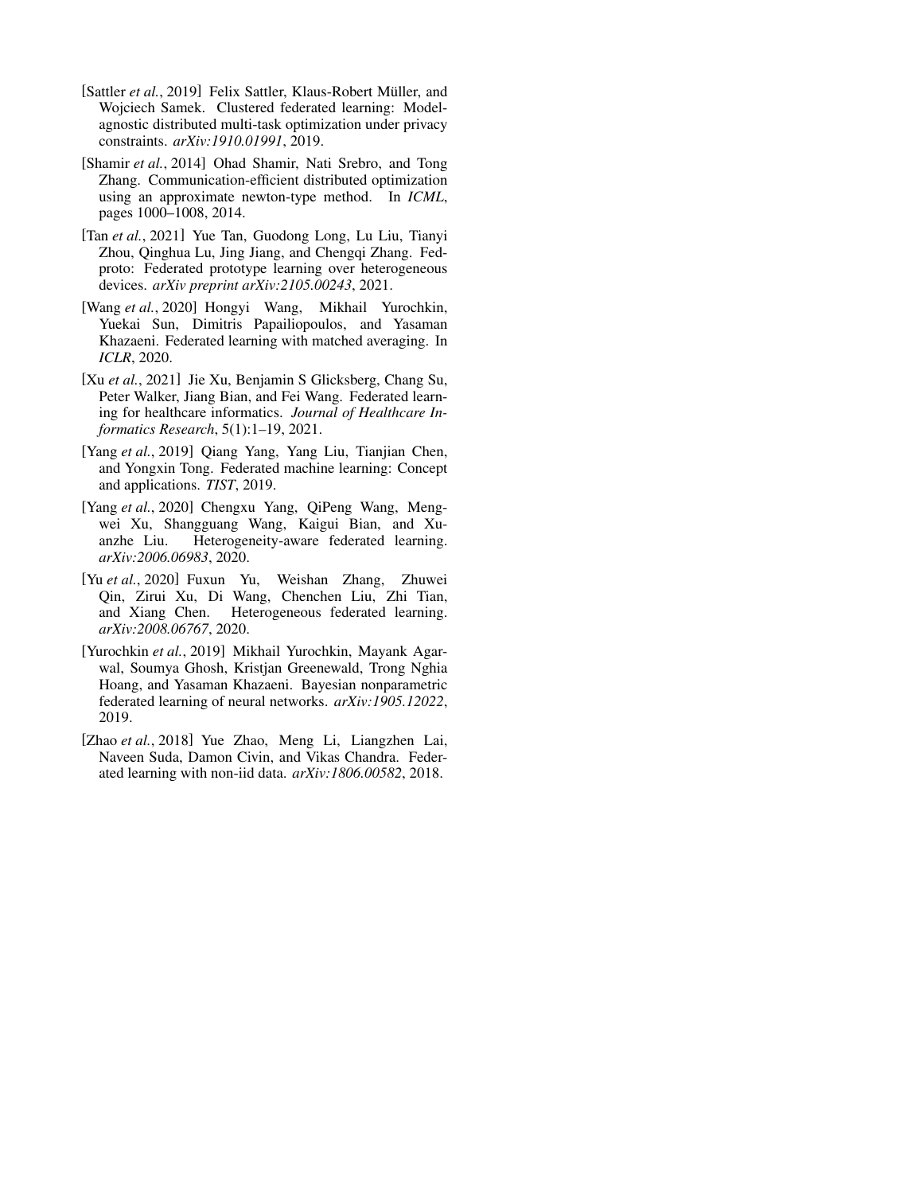[Sattler *et al.*, 2019] Felix Sattler, Klaus-Robert Müller, and Wojciech Samek. Clustered federated learning: Model-agnostic distributed multi-task optimization under privacy constraints. *arXiv:1910.01991*, 2019.

[Shamir *et al.*, 2014] Ohad Shamir, Nati Srebro, and Tong Zhang. Communication-efficient distributed optimization using an approximate newton-type method. In *ICML*, pages 1000–1008, 2014.

[Tan *et al.*, 2021] Yue Tan, Guodong Long, Lu Liu, Tianyi Zhou, Qinghua Lu, Jing Jiang, and Chengqi Zhang. Fedproto: Federated prototype learning over heterogeneous devices. *arXiv preprint arXiv:2105.00243*, 2021.

[Wang *et al.*, 2020] Hongyi Wang, Mikhail Yurochkin, Yuekai Sun, Dimitris Papailiopoulos, and Yasaman Khazaeni. Federated learning with matched averaging. In *ICLR*, 2020.

[Xu *et al.*, 2021] Jie Xu, Benjamin S Glicksberg, Chang Su, Peter Walker, Jiang Bian, and Fei Wang. Federated learning for healthcare informatics. *Journal of Healthcare Informatics Research*, 5(1):1–19, 2021.

[Yang *et al.*, 2019] Qiang Yang, Yang Liu, Tianjian Chen, and Yongxin Tong. Federated machine learning: Concept and applications. *TIST*, 2019.

[Yang *et al.*, 2020] Chengxu Yang, QiPeng Wang, Mengwei Xu, Shangguang Wang, Kaigui Bian, and Xuanzhe Liu. Heterogeneity-aware federated learning. *arXiv:2006.06983*, 2020.

[Yu *et al.*, 2020] Fuxun Yu, Weishan Zhang, Zhuwei Qin, Zirui Xu, Di Wang, Chenchen Liu, Zhi Tian, and Xiang Chen. Heterogeneous federated learning. *arXiv:2008.06767*, 2020.

[Yurochkin *et al.*, 2019] Mikhail Yurochkin, Mayank Agarwal, Soumya Ghosh, Kristjan Greenewald, Trong Nghia Hoang, and Yasaman Khazaeni. Bayesian nonparametric federated learning of neural networks. *arXiv:1905.12022*, 2019.

[Zhao *et al.*, 2018] Yue Zhao, Meng Li, Liangzhen Lai, Naveen Suda, Damon Civin, and Vikas Chandra. Federated learning with non-iid data. *arXiv:1806.00582*, 2018.